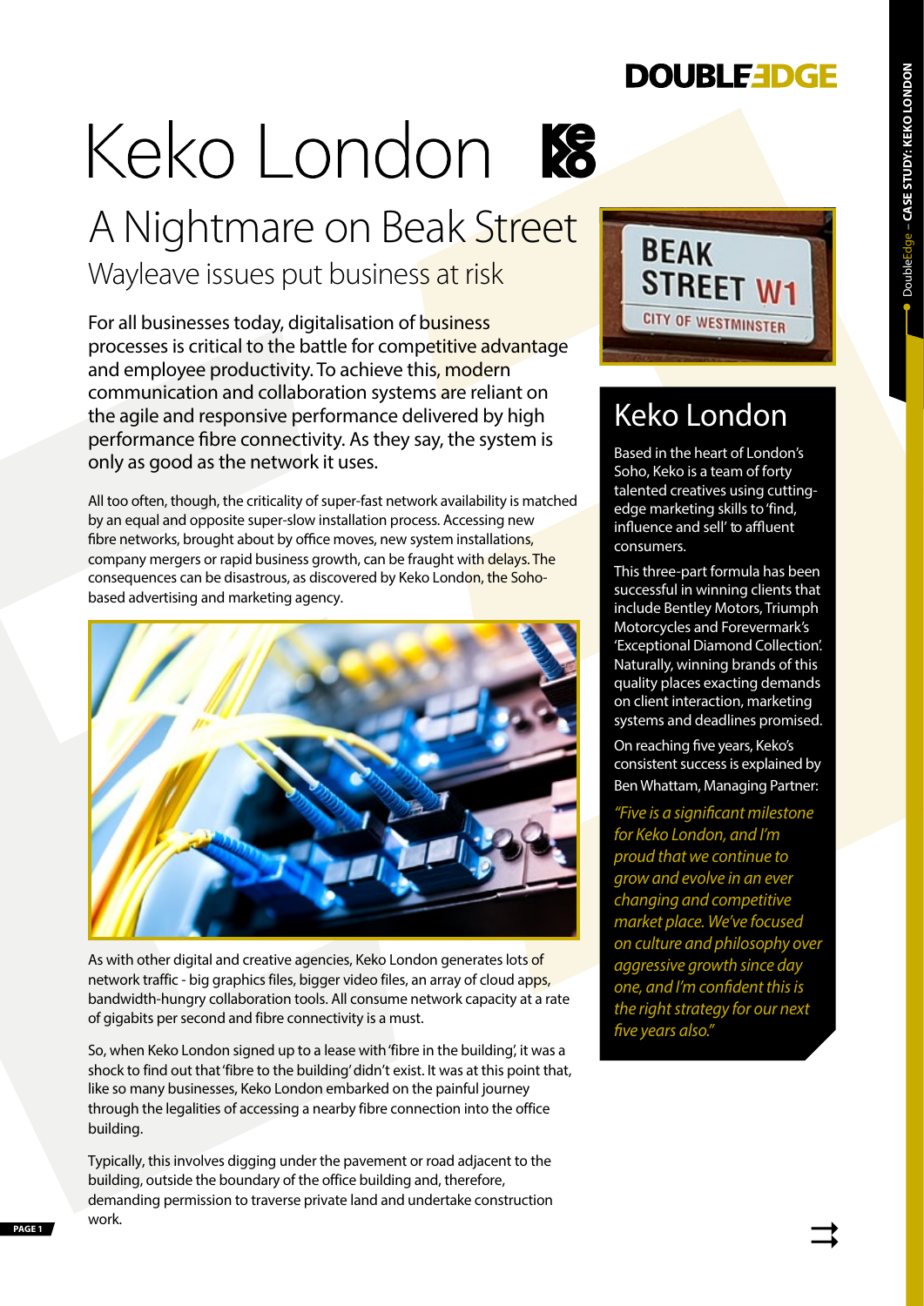# Keko London

## A Nightmare on Beak Street

### Wayleave issues put business at risk

For all businesses today, digitalisation of business processes is critical to the battle for competitive advantage and employee productivity. To achieve this, modern communication and collaboration systems are reliant on the agile and responsive performance delivered by high performance fibre connectivity. As they say, the system is only as good as the network it uses.

All too often, though, the criticality of super-fast network availability is matched by an equal and opposite super-slow installation process. Accessing new fibre networks, brought about by office moves, new system installations, company mergers or rapid business growth, can be fraught with delays. The consequences can be disastrous, as discovered by Keko London, the Soho-based advertising and marketing agency.

As with other digital and creative agencies, Keko London generates lots of network traffic - big graphics files, bigger video files, an array of cloud apps, bandwidth-hungry collaboration tools. All consume network capacity at a rate of gigabits per second and fibre connectivity is a must.

So, when Keko London signed up to a lease with 'fibre in the building', it was a shock to find out that 'fibre to the building' didn't exist. It was at this point that, like so many businesses, Keko London embarked on the painful journey through the legalities of accessing a nearby fibre connection into the office building.

Typically, this involves digging under the pavement or road adjacent to the building, outside the boundary of the office building and, therefore, demanding permission to traverse private land and undertake construction work.

## Keko London

Based in the heart of London's Soho, Keko is a team of forty talented creatives using cutting-edge marketing skills to 'find, influence and sell' to affluent consumers.

This three-part formula has been successful in winning clients that include Bentley Motors, Triumph Motorcycles and Forevermark's 'Exceptional Diamond Collection'. Naturally, winning brands of this quality places exacting demands on client interaction, marketing systems and deadlines promised.

On reaching five years, Keko's consistent success is explained by Ben Whattam, Managing Partner:

*"Five is a significant milestone for Keko London, and I'm proud that we continue to grow and evolve in an ever changing and competitive market place. We've focused on culture and philosophy over aggressive growth since day one, and I'm confident this is the right strategy for our next five years also."*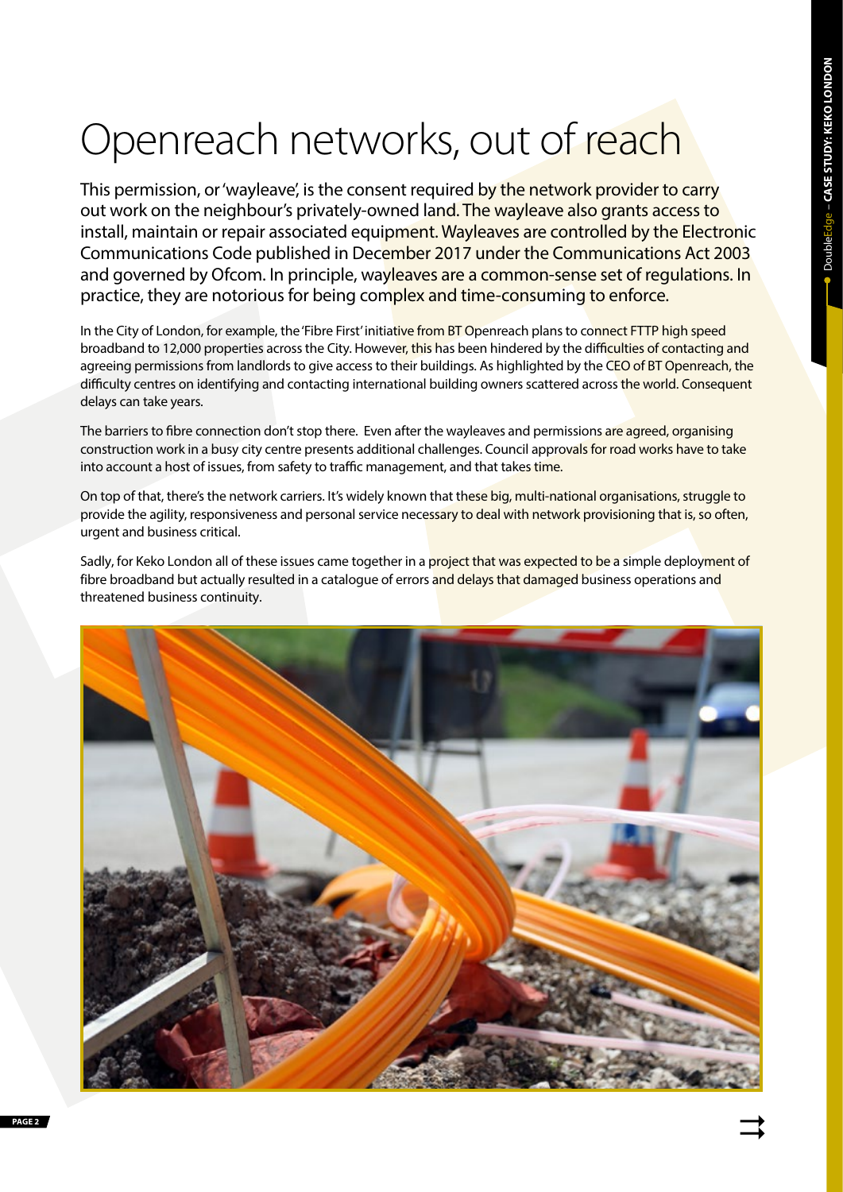# Openreach networks, out of reach

This permission, or 'wayleave', is the consent required by the network provider to carry out work on the neighbour's privately-owned land. The wayleave also grants access to install, maintain or repair associated equipment. Wayleaves are controlled by the Electronic Communications Code published in December 2017 under the Communications Act 2003 and governed by Ofcom. In principle, wayleaves are a common-sense set of regulations. In practice, they are notorious for being complex and time-consuming to enforce.

In the City of London, for example, the 'Fibre First' initiative from BT Openreach plans to connect FTTP high speed broadband to 12,000 properties across the City. However, this has been hindered by the difficulties of contacting and agreeing permissions from landlords to give access to their buildings. As highlighted by the CEO of BT Openreach, the difficulty centres on identifying and contacting international building owners scattered across the world. Consequent delays can take years.

The barriers to fibre connection don't stop there. Even after the wayleaves and permissions are agreed, organising construction work in a busy city centre presents additional challenges. Council approvals for road works have to take into account a host of issues, from safety to traffic management, and that takes time.

On top of that, there's the network carriers. It's widely known that these big, multi-national organisations, struggle to provide the agility, responsiveness and personal service necessary to deal with network provisioning that is, so often, urgent and business critical.

Sadly, for Keko London all of these issues came together in a project that was expected to be a simple deployment of fibre broadband but actually resulted in a catalogue of errors and delays that damaged business operations and threatened business continuity.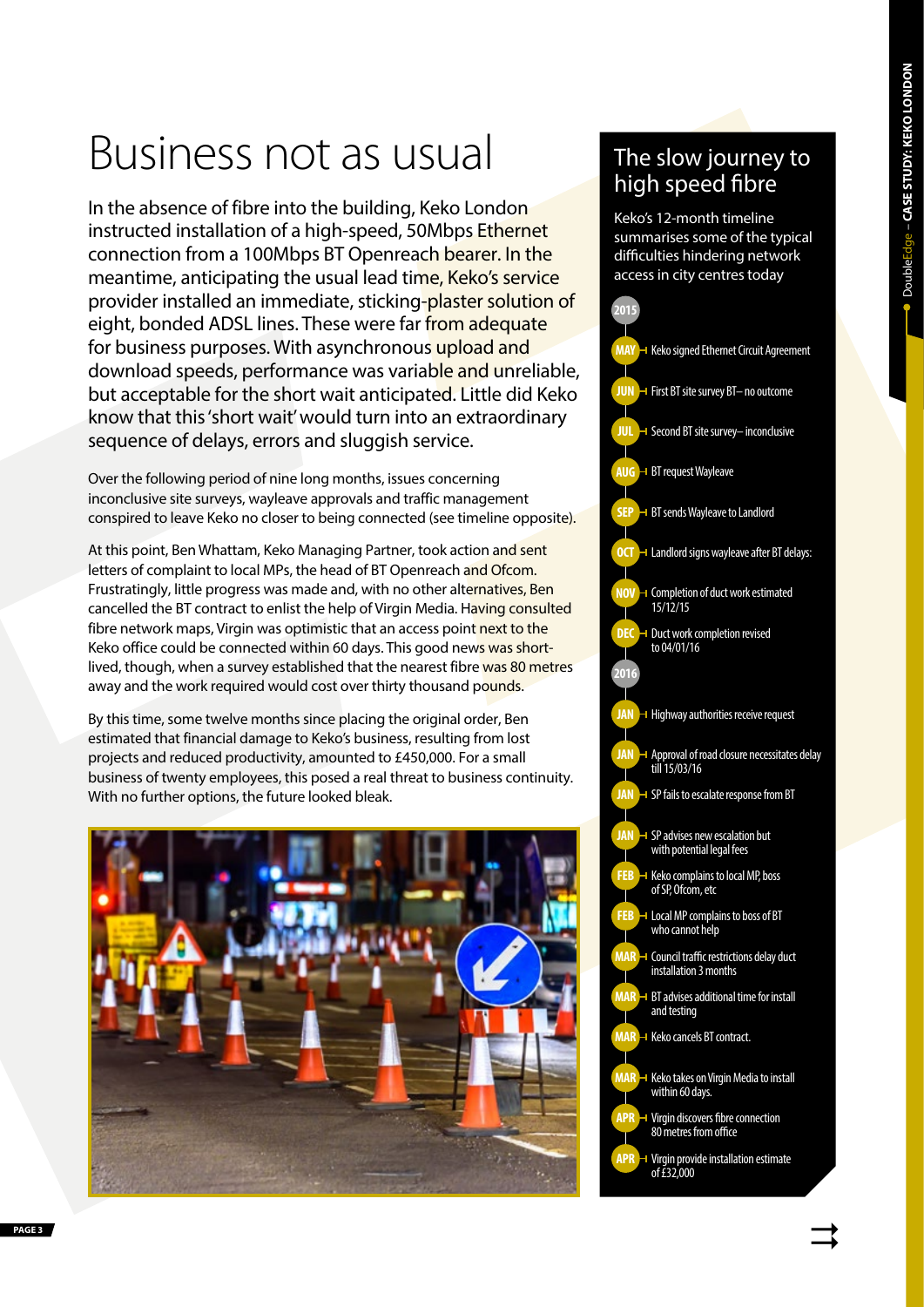# Business not as usual

In the absence of fibre into the building, Keko London instructed installation of a high-speed, 50Mbps Ethernet connection from a 100Mbps BT Openreach bearer. In the meantime, anticipating the usual lead time, Keko's service provider installed an immediate, sticking-plaster solution of eight, bonded ADSL lines. These were far from adequate for business purposes. With asynchronous upload and download speeds, performance was variable and unreliable, but acceptable for the short wait anticipated. Little did Keko know that this 'short wait' would turn into an extraordinary sequence of delays, errors and sluggish service.

Over the following period of nine long months, issues concerning inconclusive site surveys, wayleave approvals and traffic management conspired to leave Keko no closer to being connected (see timeline opposite).

At this point, Ben Whattam, Keko Managing Partner, took action and sent letters of complaint to local MPs, the head of BT Openreach and Ofcom. Frustratingly, little progress was made and, with no other alternatives, Ben cancelled the BT contract to enlist the help of Virgin Media. Having consulted fibre network maps, Virgin was optimistic that an access point next to the Keko office could be connected within 60 days. This good news was short-lived, though, when a survey established that the nearest fibre was 80 metres away and the work required would cost over thirty thousand pounds.

By this time, some twelve months since placing the original order, Ben estimated that financial damage to Keko's business, resulting from lost projects and reduced productivity, amounted to £450,000. For a small business of twenty employees, this posed a real threat to business continuity. With no further options, the future looked bleak.

## The slow journey to high speed fibre

Keko's 12-month timeline summarises some of the typical difficulties hindering network access in city centres today

**2015**

- **MAY** – Keko signed Ethernet Circuit Agreement
- **JUN** – First BT site survey BT– no outcome
- **JUL** – Second BT site survey– inconclusive
- **AUG** – BT request Wayleave
- **SEP** – BT sends Wayleave to Landlord
- **OCT** – Landlord signs wayleave after BT delays:
- **NOV** – Completion of duct work estimated 15/12/15
- **DEC** – Duct work completion revised to 04/01/16

**2016**

- **JAN** – Highway authorities receive request
- **JAN** – Approval of road closure necessitates delay till 15/03/16
- **JAN** – SP fails to escalate response from BT
- **JAN** – SP advises new escalation but with potential legal fees
- **FEB** – Keko complains to local MP, boss of SP, Ofcom, etc
- **FEB** – Local MP complains to boss of BT who cannot help
- **MAR** – Council traffic restrictions delay duct installation 3 months
- **MAR** – BT advises additional time for install and testing
- **MAR** – Keko cancels BT contract.
- **MAR** – Keko takes on Virgin Media to install within 60 days.
- **APR** – Virgin discovers fibre connection 80 metres from office
- **APR** – Virgin provide installation estimate of £32,000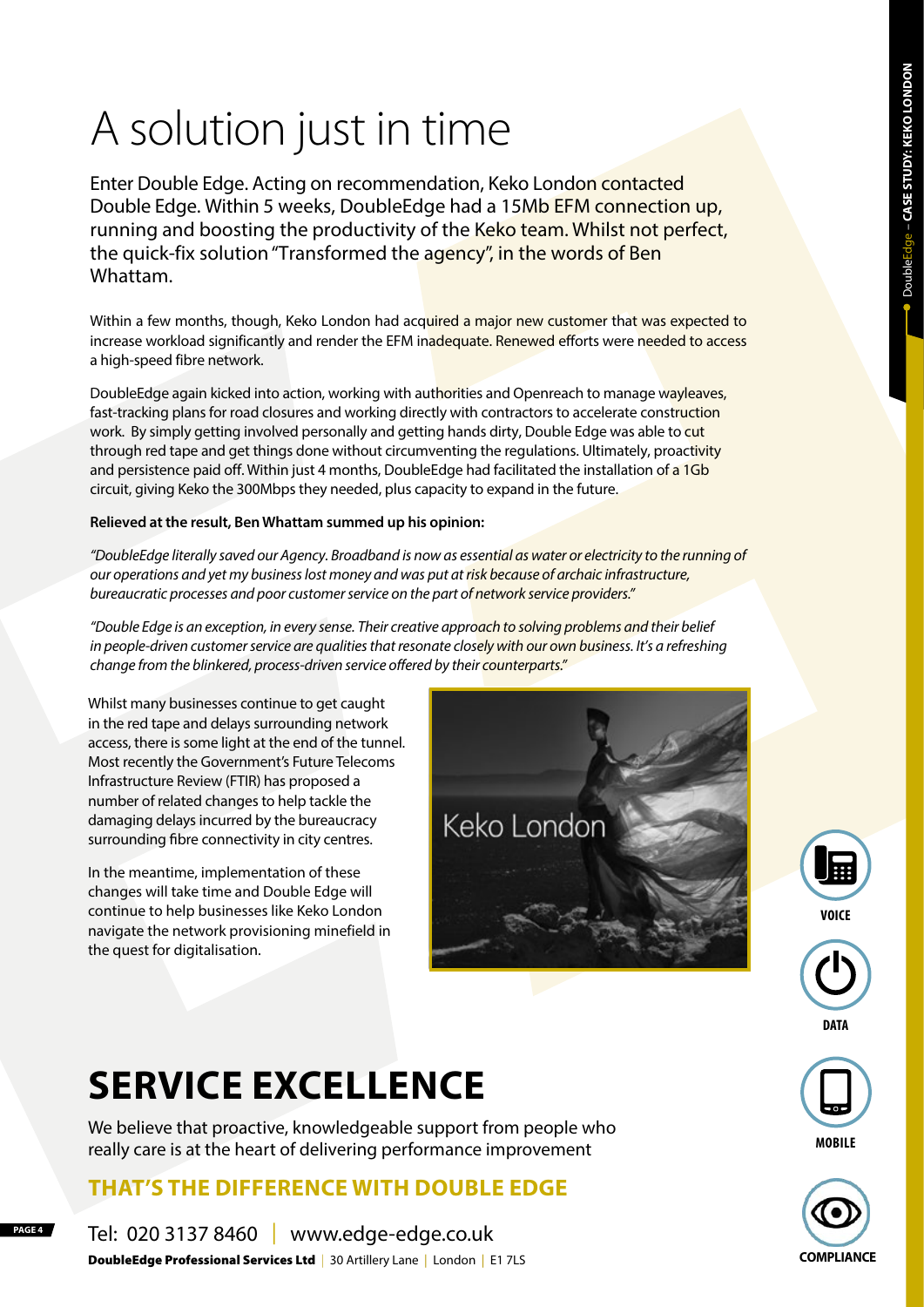# A solution just in time

Enter Double Edge. Acting on recommendation, Keko London contacted Double Edge. Within 5 weeks, DoubleEdge had a 15Mb EFM connection up, running and boosting the productivity of the Keko team. Whilst not perfect, the quick-fix solution "Transformed the agency", in the words of Ben Whattam.

Within a few months, though, Keko London had acquired a major new customer that was expected to increase workload significantly and render the EFM inadequate. Renewed efforts were needed to access a high-speed fibre network.

DoubleEdge again kicked into action, working with authorities and Openreach to manage wayleaves, fast-tracking plans for road closures and working directly with contractors to accelerate construction work. By simply getting involved personally and getting hands dirty, Double Edge was able to cut through red tape and get things done without circumventing the regulations. Ultimately, proactivity and persistence paid off. Within just 4 months, DoubleEdge had facilitated the installation of a 1Gb circuit, giving Keko the 300Mbps they needed, plus capacity to expand in the future.

**Relieved at the result, Ben Whattam summed up his opinion:**

*"DoubleEdge literally saved our Agency. Broadband is now as essential as water or electricity to the running of our operations and yet my business lost money and was put at risk because of archaic infrastructure, bureaucratic processes and poor customer service on the part of network service providers."*

*"Double Edge is an exception, in every sense. Their creative approach to solving problems and their belief in people-driven customer service are qualities that resonate closely with our own business. It's a refreshing change from the blinkered, process-driven service offered by their counterparts."*

Whilst many businesses continue to get caught in the red tape and delays surrounding network access, there is some light at the end of the tunnel. Most recently the Government's Future Telecoms Infrastructure Review (FTIR) has proposed a number of related changes to help tackle the damaging delays incurred by the bureaucracy surrounding fibre connectivity in city centres.

In the meantime, implementation of these changes will take time and Double Edge will continue to help businesses like Keko London navigate the network provisioning minefield in the quest for digitalisation.

Keko London

VOICE

DATA

MOBILE

COMPLIANCE

# SERVICE EXCELLENCE

We believe that proactive, knowledgeable support from people who really care is at the heart of delivering performance improvement

## THAT'S THE DIFFERENCE WITH DOUBLE EDGE

Tel: 020 3137 8460 | www.edge-edge.co.uk

**DoubleEdge Professional Services Ltd** | 30 Artillery Lane | London | E1 7LS